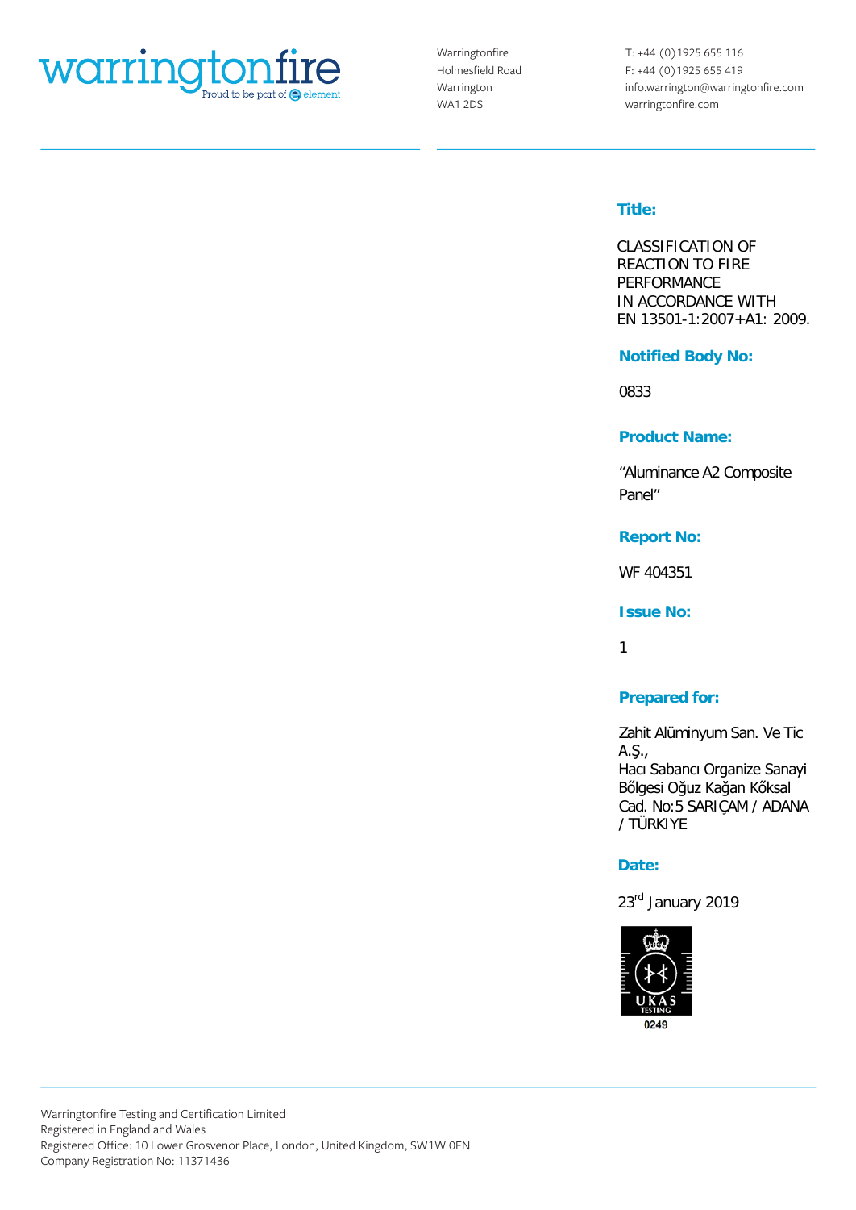warringtonfire
Proud to be part of element

Warringtonfire
Holmesfield Road
Warrington
WA1 2DS

T: +44 (0)1925 655 116
F: +44 (0)1925 655 419
info.warrington@warringtonfire.com
warringtonfire.com

**Title:**

CLASSIFICATION OF REACTION TO FIRE PERFORMANCE IN ACCORDANCE WITH EN 13501-1:2007+A1: 2009.

**Notified Body No:**

0833

**Product Name:**

"Aluminance A2 Composite Panel"

**Report No:**

WF 404351

**Issue No:**

1

**Prepared for:**

Zahit Alüminyum San. Ve Tic A.Ş.,
Hacı Sabancı Organize Sanayi Bőlgesi Oğuz Kağan Kőksal Cad. No:5 SARIÇAM / ADANA / TÜRKIYE

**Date:**

23rd January 2019

UKAS TESTING 0249

Warringtonfire Testing and Certification Limited
Registered in England and Wales
Registered Office: 10 Lower Grosvenor Place, London, United Kingdom, SW1W 0EN
Company Registration No: 11371436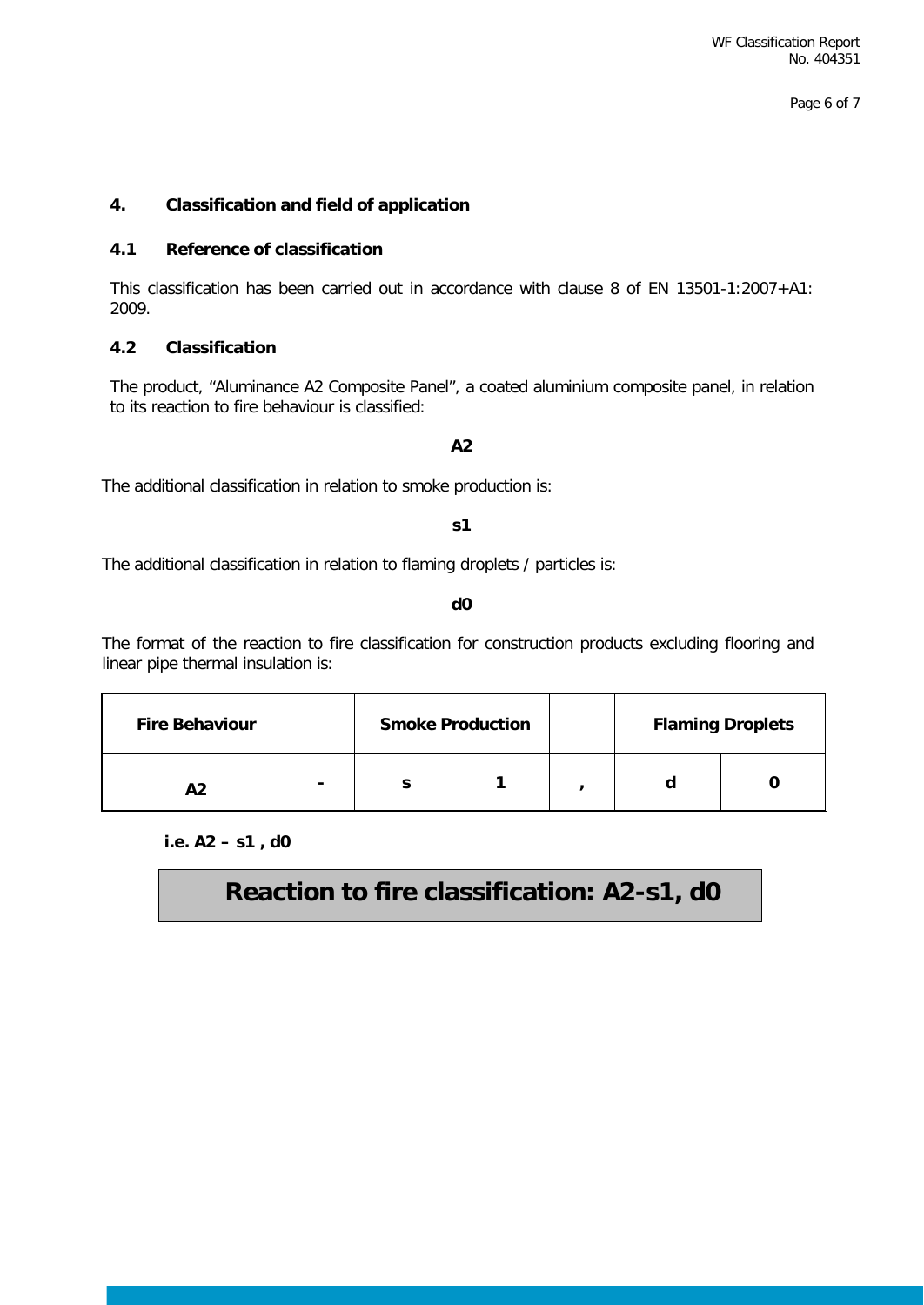## 4. Classification and field of application

### 4.1 Reference of classification

This classification has been carried out in accordance with clause 8 of EN 13501-1:2007+A1: 2009.

### 4.2 Classification

The product, "Aluminance A2 Composite Panel", a coated aluminium composite panel, in relation to its reaction to fire behaviour is classified:

**A2**

The additional classification in relation to smoke production is:

**s1**

The additional classification in relation to flaming droplets / particles is:

**d0**

The format of the reaction to fire classification for construction products excluding flooring and linear pipe thermal insulation is:

| Fire Behaviour | | Smoke Production | | | Flaming Droplets | |
|---|---|---|---|---|---|---|
| A2 | - | s | 1 | , | d | 0 |

**i.e. A2 – s1 , d0**

**Reaction to fire classification: A2-s1, d0**